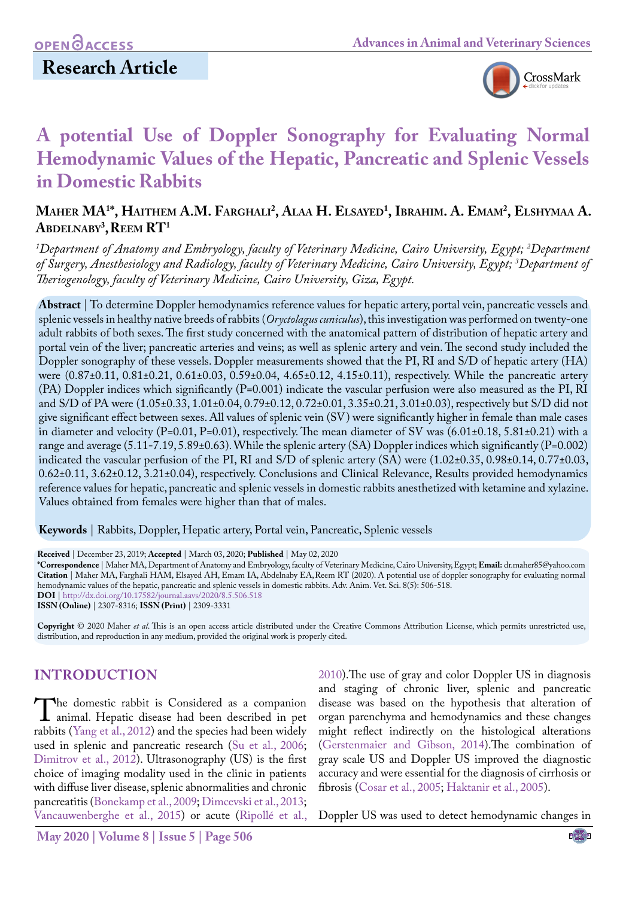OPEN ACCESS

## Research Article

# A potential Use of Doppler Sonography for Evaluating Normal Hemodynamic Values of the Hepatic, Pancreatic and Splenic Vessels in Domestic Rabbits

**Maher MA[1]\*, Haithem A.M. Farghali[2], Alaa H. Elsayed[1], Ibrahim. A. Emam[2], Elshymaa A. Abdelnaby[3], Reem RT[1]**

*[1]Department of Anatomy and Embryology, faculty of Veterinary Medicine, Cairo University, Egypt; [2]Department of Surgery, Anesthesiology and Radiology, faculty of Veterinary Medicine, Cairo University, Egypt; [3]Department of Theriogenology, faculty of Veterinary Medicine, Cairo University, Giza, Egypt.*

**Abstract** | To determine Doppler hemodynamics reference values for hepatic artery, portal vein, pancreatic vessels and splenic vessels in healthy native breeds of rabbits (*Oryctolagus cuniculus*), this investigation was performed on twenty-one adult rabbits of both sexes. The first study concerned with the anatomical pattern of distribution of hepatic artery and portal vein of the liver; pancreatic arteries and veins; as well as splenic artery and vein. The second study included the Doppler sonography of these vessels. Doppler measurements showed that the PI, RI and S/D of hepatic artery (HA) were (0.87±0.11, 0.81±0.21, 0.61±0.03, 0.59±0.04, 4.65±0.12, 4.15±0.11), respectively. While the pancreatic artery (PA) Doppler indices which significantly (P=0.001) indicate the vascular perfusion were also measured as the PI, RI and S/D of PA were (1.05±0.33, 1.01±0.04, 0.79±0.12, 0.72±0.01, 3.35±0.21, 3.01±0.03), respectively but S/D did not give significant effect between sexes. All values of splenic vein (SV) were significantly higher in female than male cases in diameter and velocity (P=0.01, P=0.01), respectively. The mean diameter of SV was (6.01±0.18, 5.81±0.21) with a range and average (5.11-7.19, 5.89±0.63). While the splenic artery (SA) Doppler indices which significantly (P=0.002) indicated the vascular perfusion of the PI, RI and S/D of splenic artery (SA) were (1.02±0.35, 0.98±0.14, 0.77±0.03, 0.62±0.11, 3.62±0.12, 3.21±0.04), respectively. Conclusions and Clinical Relevance, Results provided hemodynamics reference values for hepatic, pancreatic and splenic vessels in domestic rabbits anesthetized with ketamine and xylazine. Values obtained from females were higher than that of males.

**Keywords** | Rabbits, Doppler, Hepatic artery, Portal vein, Pancreatic, Splenic vessels

**Received** | December 23, 2019; **Accepted** | March 03, 2020; **Published** | May 02, 2020
**\*Correspondence** | Maher MA, Department of Anatomy and Embryology, faculty of Veterinary Medicine, Cairo University, Egypt; **Email:** dr.maher85@yahoo.com
**Citation** | Maher MA, Farghali HAM, Elsayed AH, Emam IA, Abdelnaby EA, Reem RT (2020). A potential use of doppler sonography for evaluating normal hemodynamic values of the hepatic, pancreatic and splenic vessels in domestic rabbits. Adv. Anim. Vet. Sci. 8(5): 506-518.
**DOI** | http://dx.doi.org/10.17582/journal.aavs/2020/8.5.506.518
**ISSN (Online)** | 2307-8316; **ISSN (Print)** | 2309-3331

**Copyright** © 2020 Maher *et al*. This is an open access article distributed under the Creative Commons Attribution License, which permits unrestricted use, distribution, and reproduction in any medium, provided the original work is properly cited.

## INTRODUCTION

The domestic rabbit is Considered as a companion animal. Hepatic disease had been described in pet rabbits (Yang et al., 2012) and the species had been widely used in splenic and pancreatic research (Su et al., 2006; Dimitrov et al., 2012). Ultrasonography (US) is the first choice of imaging modality used in the clinic in patients with diffuse liver disease, splenic abnormalities and chronic pancreatitis (Bonekamp et al., 2009; Dimcevski et al., 2013; Vancauwenberghe et al., 2015) or acute (Ripollé et al., 2010).The use of gray and color Doppler US in diagnosis and staging of chronic liver, splenic and pancreatic disease was based on the hypothesis that alteration of organ parenchyma and hemodynamics and these changes might reflect indirectly on the histological alterations (Gerstenmaier and Gibson, 2014).The combination of gray scale US and Doppler US improved the diagnostic accuracy and were essential for the diagnosis of cirrhosis or fibrosis (Cosar et al., 2005; Haktanir et al., 2005).

Doppler US was used to detect hemodynamic changes in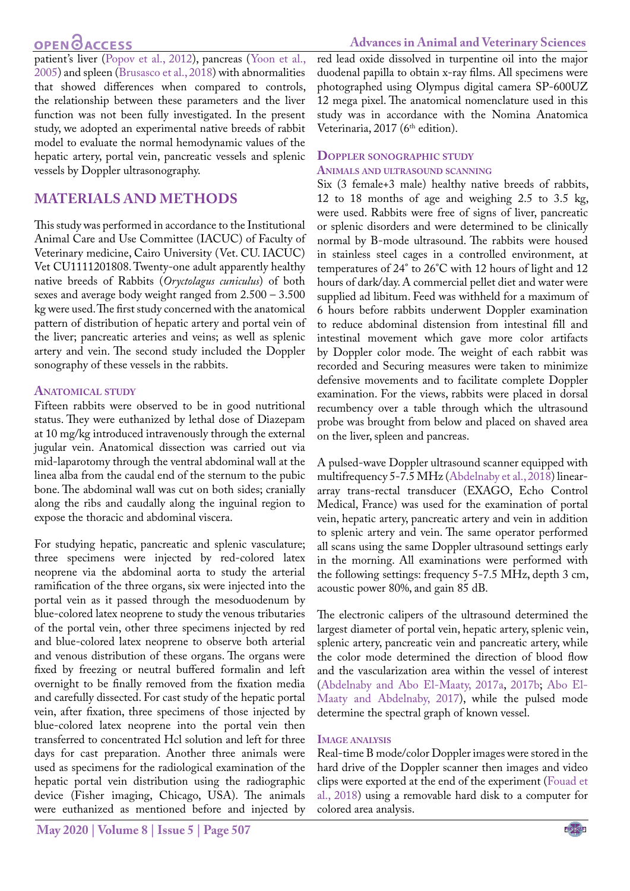patient's liver (Popov et al., 2012), pancreas (Yoon et al., 2005) and spleen (Brusasco et al., 2018) with abnormalities that showed differences when compared to controls, the relationship between these parameters and the liver function was not been fully investigated. In the present study, we adopted an experimental native breeds of rabbit model to evaluate the normal hemodynamic values of the hepatic artery, portal vein, pancreatic vessels and splenic vessels by Doppler ultrasonography.

## MATERIALS AND METHODS

This study was performed in accordance to the Institutional Animal Care and Use Committee (IACUC) of Faculty of Veterinary medicine, Cairo University (Vet. CU. IACUC) Vet CU1111201808. Twenty-one adult apparently healthy native breeds of Rabbits (*Oryctolagus cuniculus*) of both sexes and average body weight ranged from 2.500 – 3.500 kg were used. The first study concerned with the anatomical pattern of distribution of hepatic artery and portal vein of the liver; pancreatic arteries and veins; as well as splenic artery and vein. The second study included the Doppler sonography of these vessels in the rabbits.

### Anatomical study

Fifteen rabbits were observed to be in good nutritional status. They were euthanized by lethal dose of Diazepam at 10 mg/kg introduced intravenously through the external jugular vein. Anatomical dissection was carried out via mid-laparotomy through the ventral abdominal wall at the linea alba from the caudal end of the sternum to the pubic bone. The abdominal wall was cut on both sides; cranially along the ribs and caudally along the inguinal region to expose the thoracic and abdominal viscera.

For studying hepatic, pancreatic and splenic vasculature; three specimens were injected by red-colored latex neoprene via the abdominal aorta to study the arterial ramification of the three organs, six were injected into the portal vein as it passed through the mesoduodenum by blue-colored latex neoprene to study the venous tributaries of the portal vein, other three specimens injected by red and blue-colored latex neoprene to observe both arterial and venous distribution of these organs. The organs were fixed by freezing or neutral buffered formalin and left overnight to be finally removed from the fixation media and carefully dissected. For cast study of the hepatic portal vein, after fixation, three specimens of those injected by blue-colored latex neoprene into the portal vein then transferred to concentrated Hcl solution and left for three days for cast preparation. Another three animals were used as specimens for the radiological examination of the hepatic portal vein distribution using the radiographic device (Fisher imaging, Chicago, USA). The animals were euthanized as mentioned before and injected by red lead oxide dissolved in turpentine oil into the major duodenal papilla to obtain x-ray films. All specimens were photographed using Olympus digital camera SP-600UZ 12 mega pixel. The anatomical nomenclature used in this study was in accordance with the Nomina Anatomica Veterinaria, 2017 (6th edition).

### Doppler sonographic study

#### Animals and ultrasound scanning

Six (3 female+3 male) healthy native breeds of rabbits, 12 to 18 months of age and weighing 2.5 to 3.5 kg, were used. Rabbits were free of signs of liver, pancreatic or splenic disorders and were determined to be clinically normal by B-mode ultrasound. The rabbits were housed in stainless steel cages in a controlled environment, at temperatures of 24° to 26°C with 12 hours of light and 12 hours of dark/day. A commercial pellet diet and water were supplied ad libitum. Feed was withheld for a maximum of 6 hours before rabbits underwent Doppler examination to reduce abdominal distension from intestinal fill and intestinal movement which gave more color artifacts by Doppler color mode. The weight of each rabbit was recorded and Securing measures were taken to minimize defensive movements and to facilitate complete Doppler examination. For the views, rabbits were placed in dorsal recumbency over a table through which the ultrasound probe was brought from below and placed on shaved area on the liver, spleen and pancreas.

A pulsed-wave Doppler ultrasound scanner equipped with multifrequency 5-7.5 MHz (Abdelnaby et al., 2018) linear-array trans-rectal transducer (EXAGO, Echo Control Medical, France) was used for the examination of portal vein, hepatic artery, pancreatic artery and vein in addition to splenic artery and vein. The same operator performed all scans using the same Doppler ultrasound settings early in the morning. All examinations were performed with the following settings: frequency 5-7.5 MHz, depth 3 cm, acoustic power 80%, and gain 85 dB.

The electronic calipers of the ultrasound determined the largest diameter of portal vein, hepatic artery, splenic vein, splenic artery, pancreatic vein and pancreatic artery, while the color mode determined the direction of blood flow and the vascularization area within the vessel of interest (Abdelnaby and Abo El-Maaty, 2017a, 2017b; Abo El-Maaty and Abdelnaby, 2017), while the pulsed mode determine the spectral graph of known vessel.

#### Image analysis

Real-time B mode/color Doppler images were stored in the hard drive of the Doppler scanner then images and video clips were exported at the end of the experiment (Fouad et al., 2018) using a removable hard disk to a computer for colored area analysis.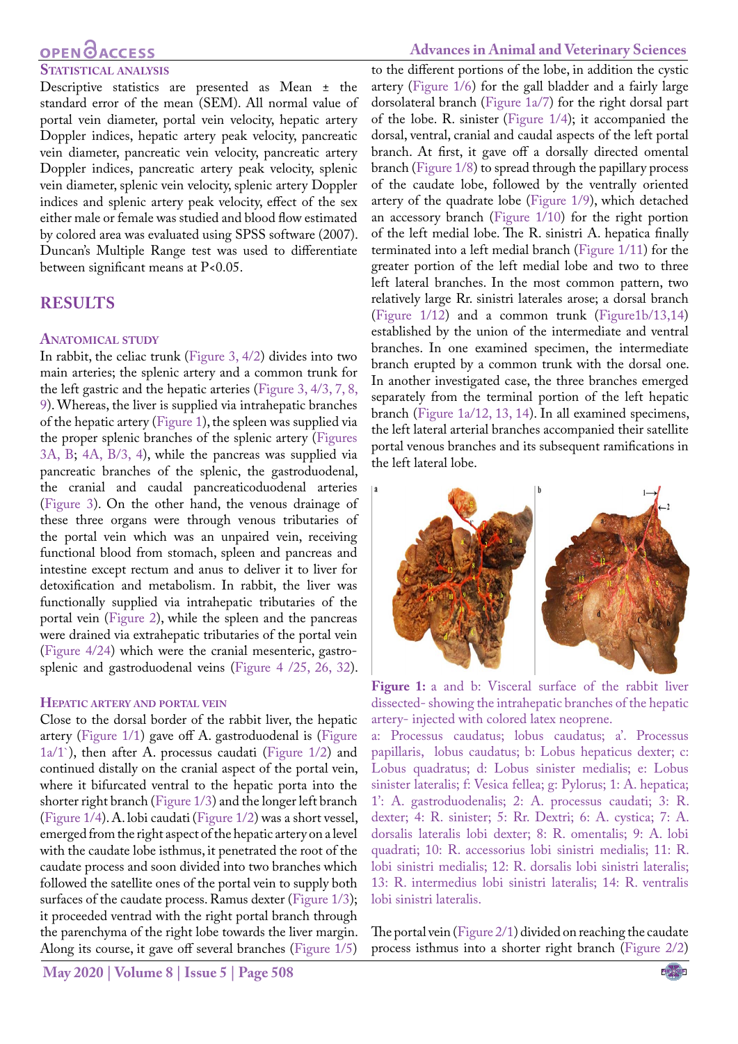### Statistical analysis

Descriptive statistics are presented as Mean ± the standard error of the mean (SEM). All normal value of portal vein diameter, portal vein velocity, hepatic artery Doppler indices, hepatic artery peak velocity, pancreatic vein diameter, pancreatic vein velocity, pancreatic artery Doppler indices, pancreatic artery peak velocity, splenic vein diameter, splenic vein velocity, splenic artery Doppler indices and splenic artery peak velocity, effect of the sex either male or female was studied and blood flow estimated by colored area was evaluated using SPSS software (2007). Duncan's Multiple Range test was used to differentiate between significant means at P<0.05.

## RESULTS

### Anatomical study

In rabbit, the celiac trunk (Figure 3, 4/2) divides into two main arteries; the splenic artery and a common trunk for the left gastric and the hepatic arteries (Figure 3, 4/3, 7, 8, 9). Whereas, the liver is supplied via intrahepatic branches of the hepatic artery (Figure 1), the spleen was supplied via the proper splenic branches of the splenic artery (Figures 3A, B; 4A, B/3, 4), while the pancreas was supplied via pancreatic branches of the splenic, the gastroduodenal, the cranial and caudal pancreaticoduodenal arteries (Figure 3). On the other hand, the venous drainage of these three organs were through venous tributaries of the portal vein which was an unpaired vein, receiving functional blood from stomach, spleen and pancreas and intestine except rectum and anus to deliver it to liver for detoxification and metabolism. In rabbit, the liver was functionally supplied via intrahepatic tributaries of the portal vein (Figure 2), while the spleen and the pancreas were drained via extrahepatic tributaries of the portal vein (Figure 4/24) which were the cranial mesenteric, gastro-splenic and gastroduodenal veins (Figure 4 /25, 26, 32).

### Hepatic artery and portal vein

Close to the dorsal border of the rabbit liver, the hepatic artery (Figure 1/1) gave off A. gastroduodenal is (Figure 1a/1`), then after A. processus caudati (Figure 1/2) and continued distally on the cranial aspect of the portal vein, where it bifurcated ventral to the hepatic porta into the shorter right branch (Figure 1/3) and the longer left branch (Figure 1/4). A. lobi caudati (Figure 1/2) was a short vessel, emerged from the right aspect of the hepatic artery on a level with the caudate lobe isthmus, it penetrated the root of the caudate process and soon divided into two branches which followed the satellite ones of the portal vein to supply both surfaces of the caudate process. Ramus dexter (Figure 1/3); it proceeded ventrad with the right portal branch through the parenchyma of the right lobe towards the liver margin. Along its course, it gave off several branches (Figure 1/5) to the different portions of the lobe, in addition the cystic artery (Figure 1/6) for the gall bladder and a fairly large dorsolateral branch (Figure 1a/7) for the right dorsal part of the lobe. R. sinister (Figure 1/4); it accompanied the dorsal, ventral, cranial and caudal aspects of the left portal branch. At first, it gave off a dorsally directed omental branch (Figure 1/8) to spread through the papillary process of the caudate lobe, followed by the ventrally oriented artery of the quadrate lobe (Figure 1/9), which detached an accessory branch (Figure 1/10) for the right portion of the left medial lobe. The R. sinistri A. hepatica finally terminated into a left medial branch (Figure 1/11) for the greater portion of the left medial lobe and two to three left lateral branches. In the most common pattern, two relatively large Rr. sinistri laterales arose; a dorsal branch (Figure 1/12) and a common trunk (Figure1b/13,14) established by the union of the intermediate and ventral branches. In one examined specimen, the intermediate branch erupted by a common trunk with the dorsal one. In another investigated case, the three branches emerged separately from the terminal portion of the left hepatic branch (Figure 1a/12, 13, 14). In all examined specimens, the left lateral arterial branches accompanied their satellite portal venous branches and its subsequent ramifications in the left lateral lobe.

**Figure 1:** a and b: Visceral surface of the rabbit liver dissected- showing the intrahepatic branches of the hepatic artery- injected with colored latex neoprene.

a: Processus caudatus; lobus caudatus; a'. Processus papillaris, lobus caudatus; b: Lobus hepaticus dexter; c: Lobus quadratus; d: Lobus sinister medialis; e: Lobus sinister lateralis; f: Vesica fellea; g: Pylorus; 1: A. hepatica; 1': A. gastroduodenalis; 2: A. processus caudati; 3: R. dexter; 4: R. sinister; 5: Rr. Dextri; 6: A. cystica; 7: A. dorsalis lateralis lobi dexter; 8: R. omentalis; 9: A. lobi quadrati; 10: R. accessorius lobi sinistri medialis; 11: R. lobi sinistri medialis; 12: R. dorsalis lobi sinistri lateralis; 13: R. intermedius lobi sinistri lateralis; 14: R. ventralis lobi sinistri lateralis.

The portal vein (Figure 2/1) divided on reaching the caudate process isthmus into a shorter right branch (Figure 2/2)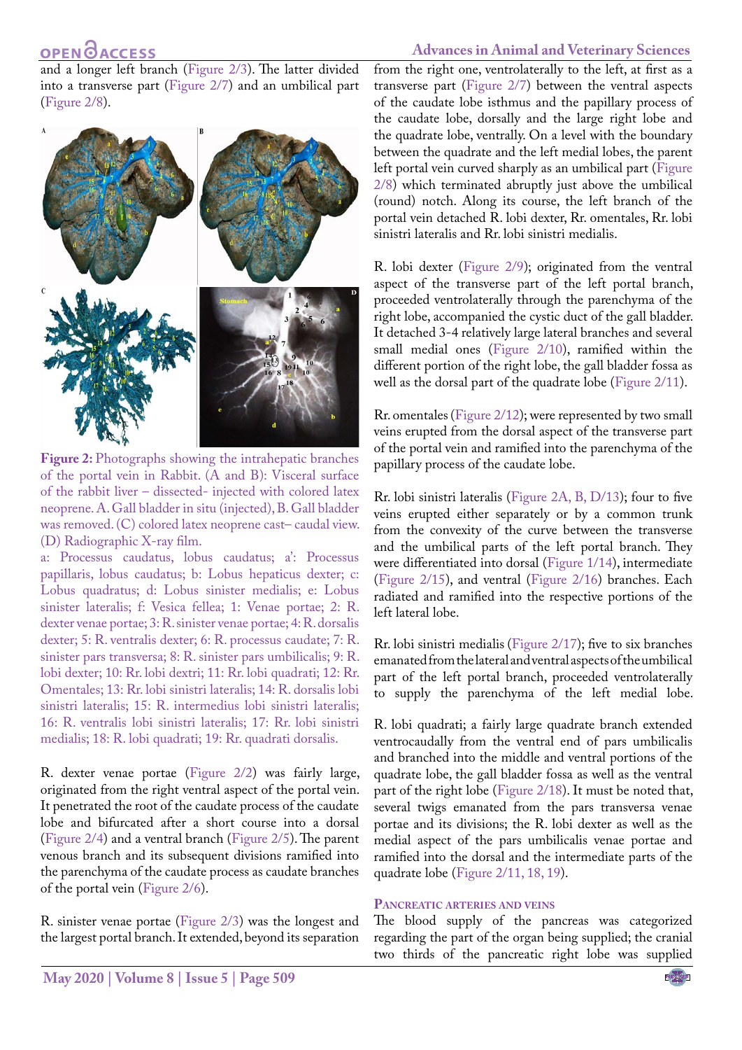and a longer left branch (Figure 2/3). The latter divided into a transverse part (Figure 2/7) and an umbilical part (Figure 2/8).

**Figure 2:** Photographs showing the intrahepatic branches of the portal vein in Rabbit. (A and B): Visceral surface of the rabbit liver – dissected- injected with colored latex neoprene. A. Gall bladder in situ (injected), B. Gall bladder was removed. (C) colored latex neoprene cast– caudal view. (D) Radiographic X-ray film.

a: Processus caudatus, lobus caudatus; a': Processus papillaris, lobus caudatus; b: Lobus hepaticus dexter; c: Lobus quadratus; d: Lobus sinister medialis; e: Lobus sinister lateralis; f: Vesica fellea; 1: Venae portae; 2: R. dexter venae portae; 3: R. sinister venae portae; 4: R. dorsalis dexter; 5: R. ventralis dexter; 6: R. processus caudate; 7: R. sinister pars transversa; 8: R. sinister pars umbilicalis; 9: R. lobi dexter; 10: Rr. lobi dextri; 11: Rr. lobi quadrati; 12: Rr. Omentales; 13: Rr. lobi sinistri lateralis; 14: R. dorsalis lobi sinistri lateralis; 15: R. intermedius lobi sinistri lateralis; 16: R. ventralis lobi sinistri lateralis; 17: Rr. lobi sinistri medialis; 18: R. lobi quadrati; 19: Rr. quadrati dorsalis.

R. dexter venae portae (Figure 2/2) was fairly large, originated from the right ventral aspect of the portal vein. It penetrated the root of the caudate process of the caudate lobe and bifurcated after a short course into a dorsal (Figure 2/4) and a ventral branch (Figure 2/5). The parent venous branch and its subsequent divisions ramified into the parenchyma of the caudate process as caudate branches of the portal vein (Figure 2/6).

R. sinister venae portae (Figure 2/3) was the longest and the largest portal branch. It extended, beyond its separation from the right one, ventrolaterally to the left, at first as a transverse part (Figure 2/7) between the ventral aspects of the caudate lobe isthmus and the papillary process of the caudate lobe, dorsally and the large right lobe and the quadrate lobe, ventrally. On a level with the boundary between the quadrate and the left medial lobes, the parent left portal vein curved sharply as an umbilical part (Figure 2/8) which terminated abruptly just above the umbilical (round) notch. Along its course, the left branch of the portal vein detached R. lobi dexter, Rr. omentales, Rr. lobi sinistri lateralis and Rr. lobi sinistri medialis.

R. lobi dexter (Figure 2/9); originated from the ventral aspect of the transverse part of the left portal branch, proceeded ventrolaterally through the parenchyma of the right lobe, accompanied the cystic duct of the gall bladder. It detached 3-4 relatively large lateral branches and several small medial ones (Figure 2/10), ramified within the different portion of the right lobe, the gall bladder fossa as well as the dorsal part of the quadrate lobe (Figure 2/11).

Rr. omentales (Figure 2/12); were represented by two small veins erupted from the dorsal aspect of the transverse part of the portal vein and ramified into the parenchyma of the papillary process of the caudate lobe.

Rr. lobi sinistri lateralis (Figure 2A, B, D/13); four to five veins erupted either separately or by a common trunk from the convexity of the curve between the transverse and the umbilical parts of the left portal branch. They were differentiated into dorsal (Figure 1/14), intermediate (Figure 2/15), and ventral (Figure 2/16) branches. Each radiated and ramified into the respective portions of the left lateral lobe.

Rr. lobi sinistri medialis (Figure 2/17); five to six branches emanated from the lateral and ventral aspects of the umbilical part of the left portal branch, proceeded ventrolaterally to supply the parenchyma of the left medial lobe.

R. lobi quadrati; a fairly large quadrate branch extended ventrocaudally from the ventral end of pars umbilicalis and branched into the middle and ventral portions of the quadrate lobe, the gall bladder fossa as well as the ventral part of the right lobe (Figure 2/18). It must be noted that, several twigs emanated from the pars transversa venae portae and its divisions; the R. lobi dexter as well as the medial aspect of the pars umbilicalis venae portae and ramified into the dorsal and the intermediate parts of the quadrate lobe (Figure 2/11, 18, 19).

### Pancreatic arteries and veins

The blood supply of the pancreas was categorized regarding the part of the organ being supplied; the cranial two thirds of the pancreatic right lobe was supplied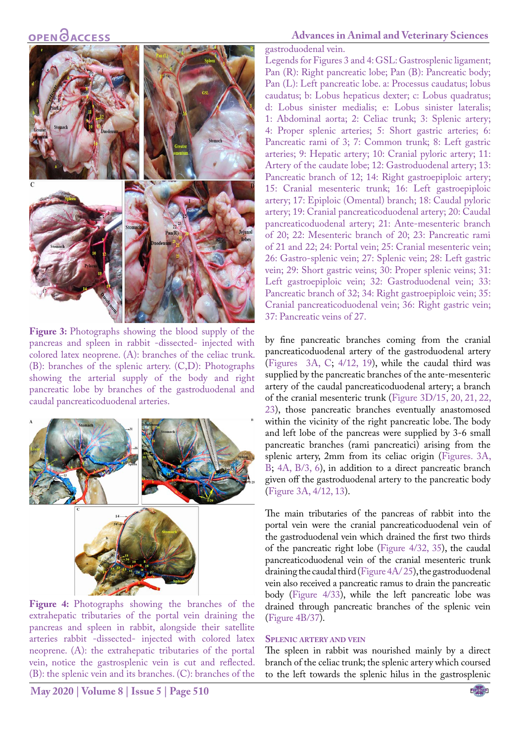Figure 3: Photographs showing the blood supply of the pancreas and spleen in rabbit -dissected- injected with colored latex neoprene. (A): branches of the celiac trunk. (B): branches of the splenic artery. (C,D): Photographs showing the arterial supply of the body and right pancreatic lobe by branches of the gastroduodenal and caudal pancreaticoduodenal arteries.

Figure 4: Photographs showing the branches of the extrahepatic tributaries of the portal vein draining the pancreas and spleen in rabbit, alongside their satellite arteries rabbit -dissected- injected with colored latex neoprene. (A): the extrahepatic tributaries of the portal vein, notice the gastrosplenic vein is cut and reflected. (B): the splenic vein and its branches. (C): branches of the gastroduodenal vein.

Legends for Figures 3 and 4: GSL: Gastrosplenic ligament; Pan (R): Right pancreatic lobe; Pan (B): Pancreatic body; Pan (L): Left pancreatic lobe. a: Processus caudatus; lobus caudatus; b: Lobus hepaticus dexter; c: Lobus quadratus; d: Lobus sinister medialis; e: Lobus sinister lateralis; 1: Abdominal aorta; 2: Celiac trunk; 3: Splenic artery; 4: Proper splenic arteries; 5: Short gastric arteries; 6: Pancreatic rami of 3; 7: Common trunk; 8: Left gastric arteries; 9: Hepatic artery; 10: Cranial pyloric artery; 11: Artery of the caudate lobe; 12: Gastroduodenal artery; 13: Pancreatic branch of 12; 14: Right gastroepiploic artery; 15: Cranial mesenteric trunk; 16: Left gastroepiploic artery; 17: Epiploic (Omental) branch; 18: Caudal pyloric artery; 19: Cranial pancreaticoduodenal artery; 20: Caudal pancreaticoduodenal artery; 21: Ante-mesenteric branch of 20; 22: Mesenteric branch of 20; 23: Pancreatic rami of 21 and 22; 24: Portal vein; 25: Cranial mesenteric vein; 26: Gastro-splenic vein; 27: Splenic vein; 28: Left gastric vein; 29: Short gastric veins; 30: Proper splenic veins; 31: Left gastroepiploic vein; 32: Gastroduodenal vein; 33: Pancreatic branch of 32; 34: Right gastroepiploic vein; 35: Cranial pancreaticoduodenal vein; 36: Right gastric vein; 37: Pancreatic veins of 27.

by fine pancreatic branches coming from the cranial pancreaticoduodenal artery of the gastroduodenal artery (Figures 3A, C; 4/12, 19), while the caudal third was supplied by the pancreatic branches of the ante-mesenteric artery of the caudal pancreaticoduodenal artery; a branch of the cranial mesenteric trunk (Figure 3D/15, 20, 21, 22, 23), those pancreatic branches eventually anastomosed within the vicinity of the right pancreatic lobe. The body and left lobe of the pancreas were supplied by 3-6 small pancreatic branches (rami pancreatici) arising from the splenic artery, 2mm from its celiac origin (Figures. 3A, B; 4A, B/3, 6), in addition to a direct pancreatic branch given off the gastroduodenal artery to the pancreatic body (Figure 3A, 4/12, 13).

The main tributaries of the pancreas of rabbit into the portal vein were the cranial pancreaticoduodenal vein of the gastroduodenal vein which drained the first two thirds of the pancreatic right lobe (Figure 4/32, 35), the caudal pancreaticoduodenal vein of the cranial mesenteric trunk draining the caudal third (Figure 4A/ 25), the gastroduodenal vein also received a pancreatic ramus to drain the pancreatic body (Figure 4/33), while the left pancreatic lobe was drained through pancreatic branches of the splenic vein (Figure 4B/37).

### Splenic artery and vein

The spleen in rabbit was nourished mainly by a direct branch of the celiac trunk; the splenic artery which coursed to the left towards the splenic hilus in the gastrosplenic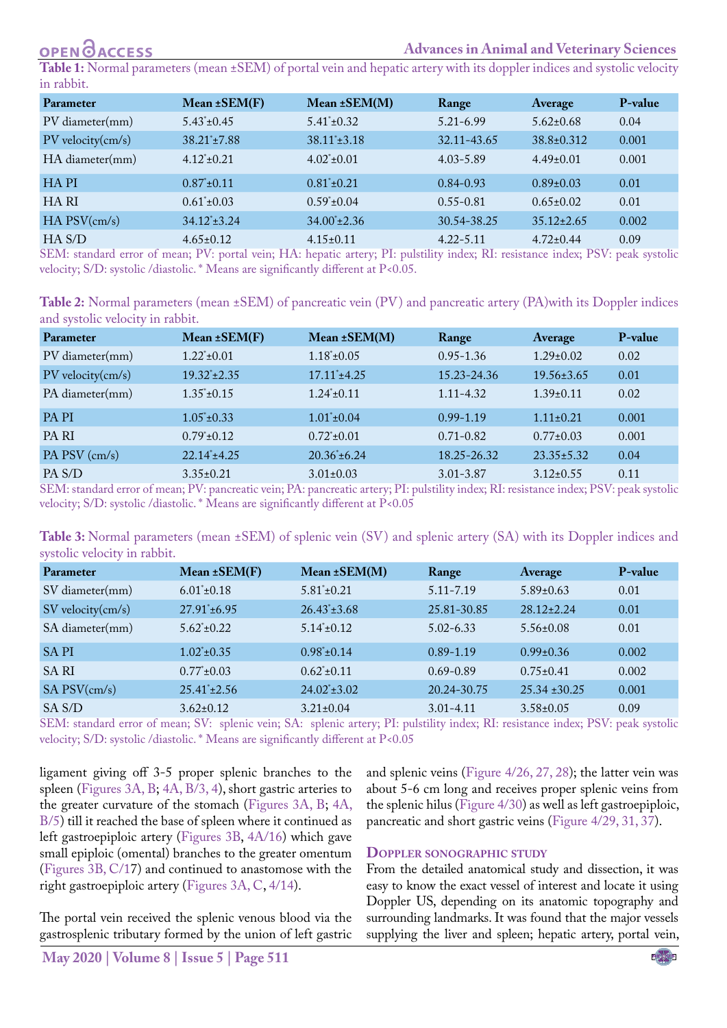**Table 1:** Normal parameters (mean ±SEM) of portal vein and hepatic artery with its doppler indices and systolic velocity in rabbit.

| Parameter | Mean ±SEM(F) | Mean ±SEM(M) | Range | Average | P-value |
|---|---|---|---|---|---|
| PV diameter(mm) | 5.43*±0.45 | 5.41*±0.32 | 5.21-6.99 | 5.62±0.68 | 0.04 |
| PV velocity(cm/s) | 38.21*±7.88 | 38.11*±3.18 | 32.11-43.65 | 38.8±0.312 | 0.001 |
| HA diameter(mm) | 4.12*±0.21 | 4.02*±0.01 | 4.03-5.89 | 4.49±0.01 | 0.001 |
| HA PI | 0.87*±0.11 | 0.81*±0.21 | 0.84-0.93 | 0.89±0.03 | 0.01 |
| HA RI | 0.61*±0.03 | 0.59*±0.04 | 0.55-0.81 | 0.65±0.02 | 0.01 |
| HA PSV(cm/s) | 34.12*±3.24 | 34.00*±2.36 | 30.54-38.25 | 35.12±2.65 | 0.002 |
| HA S/D | 4.65±0.12 | 4.15±0.11 | 4.22-5.11 | 4.72±0.44 | 0.09 |

SEM: standard error of mean; PV: portal vein; HA: hepatic artery; PI: pulstility index; RI: resistance index; PSV: peak systolic velocity; S/D: systolic /diastolic. * Means are significantly different at P<0.05.

**Table 2:** Normal parameters (mean ±SEM) of pancreatic vein (PV) and pancreatic artery (PA)with its Doppler indices and systolic velocity in rabbit.

| Parameter | Mean ±SEM(F) | Mean ±SEM(M) | Range | Average | P-value |
|---|---|---|---|---|---|
| PV diameter(mm) | 1.22*±0.01 | 1.18*±0.05 | 0.95-1.36 | 1.29±0.02 | 0.02 |
| PV velocity(cm/s) | 19.32*±2.35 | 17.11*±4.25 | 15.23-24.36 | 19.56±3.65 | 0.01 |
| PA diameter(mm) | 1.35*±0.15 | 1.24*±0.11 | 1.11-4.32 | 1.39±0.11 | 0.02 |
| PA PI | 1.05*±0.33 | 1.01*±0.04 | 0.99-1.19 | 1.11±0.21 | 0.001 |
| PA RI | 0.79*±0.12 | 0.72*±0.01 | 0.71-0.82 | 0.77±0.03 | 0.001 |
| PA PSV (cm/s) | 22.14*±4.25 | 20.36*±6.24 | 18.25-26.32 | 23.35±5.32 | 0.04 |
| PA S/D | 3.35±0.21 | 3.01±0.03 | 3.01-3.87 | 3.12±0.55 | 0.11 |

SEM: standard error of mean; PV: pancreatic vein; PA: pancreatic artery; PI: pulstility index; RI: resistance index; PSV: peak systolic velocity; S/D: systolic /diastolic. * Means are significantly different at P<0.05

**Table 3:** Normal parameters (mean ±SEM) of splenic vein (SV) and splenic artery (SA) with its Doppler indices and systolic velocity in rabbit.

| Parameter | Mean ±SEM(F) | Mean ±SEM(M) | Range | Average | P-value |
|---|---|---|---|---|---|
| SV diameter(mm) | 6.01*±0.18 | 5.81*±0.21 | 5.11-7.19 | 5.89±0.63 | 0.01 |
| SV velocity(cm/s) | 27.91*±6.95 | 26.43*±3.68 | 25.81-30.85 | 28.12±2.24 | 0.01 |
| SA diameter(mm) | 5.62*±0.22 | 5.14*±0.12 | 5.02-6.33 | 5.56±0.08 | 0.01 |
| SA PI | 1.02*±0.35 | 0.98*±0.14 | 0.89-1.19 | 0.99±0.36 | 0.002 |
| SA RI | 0.77*±0.03 | 0.62*±0.11 | 0.69-0.89 | 0.75±0.41 | 0.002 |
| SA PSV(cm/s) | 25.41*±2.56 | 24.02*±3.02 | 20.24-30.75 | 25.34 ±30.25 | 0.001 |
| SA S/D | 3.62±0.12 | 3.21±0.04 | 3.01-4.11 | 3.58±0.05 | 0.09 |

SEM: standard error of mean; SV: splenic vein; SA: splenic artery; PI: pulstility index; RI: resistance index; PSV: peak systolic velocity; S/D: systolic /diastolic. * Means are significantly different at P<0.05

ligament giving off 3-5 proper splenic branches to the spleen (Figures 3A, B; 4A, B/3, 4), short gastric arteries to the greater curvature of the stomach (Figures 3A, B; 4A, B/5) till it reached the base of spleen where it continued as left gastroepiploic artery (Figures 3B, 4A/16) which gave small epiploic (omental) branches to the greater omentum (Figures 3B, C/17) and continued to anastomose with the right gastroepiploic artery (Figures 3A, C, 4/14).

The portal vein received the splenic venous blood via the gastrosplenic tributary formed by the union of left gastric and splenic veins (Figure 4/26, 27, 28); the latter vein was about 5-6 cm long and receives proper splenic veins from the splenic hilus (Figure 4/30) as well as left gastroepiploic, pancreatic and short gastric veins (Figure 4/29, 31, 37).

## Doppler sonographic study

From the detailed anatomical study and dissection, it was easy to know the exact vessel of interest and locate it using Doppler US, depending on its anatomic topography and surrounding landmarks. It was found that the major vessels supplying the liver and spleen; hepatic artery, portal vein,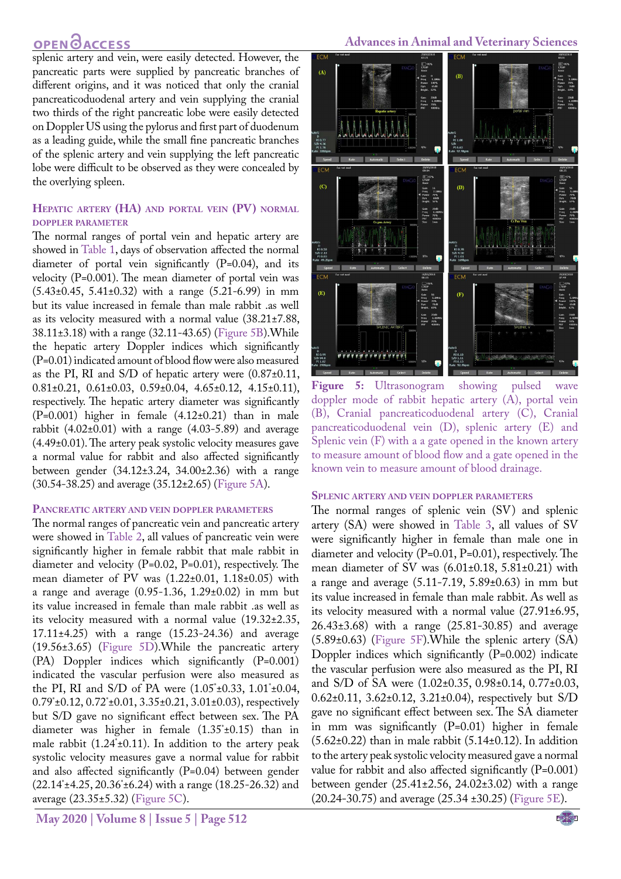splenic artery and vein, were easily detected. However, the pancreatic parts were supplied by pancreatic branches of different origins, and it was noticed that only the cranial pancreaticoduodenal artery and vein supplying the cranial two thirds of the right pancreatic lobe were easily detected on Doppler US using the pylorus and first part of duodenum as a leading guide, while the small fine pancreatic branches of the splenic artery and vein supplying the left pancreatic lobe were difficult to be observed as they were concealed by the overlying spleen.

### Hepatic artery (HA) and portal vein (PV) normal Doppler parameter

The normal ranges of portal vein and hepatic artery are showed in Table 1, days of observation affected the normal diameter of portal vein significantly (P=0.04), and its velocity (P=0.001). The mean diameter of portal vein was (5.43±0.45, 5.41±0.32) with a range (5.21-6.99) in mm but its value increased in female than male rabbit .as well as its velocity measured with a normal value (38.21±7.88, 38.11±3.18) with a range (32.11-43.65) (Figure 5B).While the hepatic artery Doppler indices which significantly (P=0.01) indicated amount of blood flow were also measured as the PI, RI and S/D of hepatic artery were (0.87±0.11, 0.81±0.21, 0.61±0.03, 0.59±0.04, 4.65±0.12, 4.15±0.11), respectively. The hepatic artery diameter was significantly (P=0.001) higher in female (4.12±0.21) than in male rabbit (4.02±0.01) with a range (4.03-5.89) and average (4.49±0.01). The artery peak systolic velocity measures gave a normal value for rabbit and also affected significantly between gender (34.12±3.24, 34.00±2.36) with a range (30.54-38.25) and average (35.12±2.65) (Figure 5A).

### Pancreatic artery and vein Doppler parameters

The normal ranges of pancreatic vein and pancreatic artery were showed in Table 2, all values of pancreatic vein were significantly higher in female rabbit that male rabbit in diameter and velocity (P=0.02, P=0.01), respectively. The mean diameter of PV was (1.22±0.01, 1.18±0.05) with a range and average (0.95-1.36, 1.29±0.02) in mm but its value increased in female than male rabbit .as well as its velocity measured with a normal value (19.32±2.35, 17.11±4.25) with a range (15.23-24.36) and average (19.56±3.65) (Figure 5D).While the pancreatic artery (PA) Doppler indices which significantly (P=0.001) indicated the vascular perfusion were also measured as the PI, RI and S/D of PA were (1.05*±0.33, 1.01*±0.04, 0.79*±0.12, 0.72*±0.01, 3.35±0.21, 3.01±0.03), respectively but S/D gave no significant effect between sex. The PA diameter was higher in female (1.35*±0.15) than in male rabbit (1.24*±0.11). In addition to the artery peak systolic velocity measures gave a normal value for rabbit and also affected significantly (P=0.04) between gender (22.14*±4.25, 20.36*±6.24) with a range (18.25-26.32) and average (23.35±5.32) (Figure 5C).

**Figure 5:** Ultrasonogram showing pulsed wave doppler mode of rabbit hepatic artery (A), portal vein (B), Cranial pancreaticoduodenal artery (C), Cranial pancreaticoduodenal vein (D), splenic artery (E) and Splenic vein (F) with a a gate opened in the known artery to measure amount of blood flow and a gate opened in the known vein to measure amount of blood drainage.

### Splenic artery and vein Doppler parameters

The normal ranges of splenic vein (SV) and splenic artery (SA) were showed in Table 3, all values of SV were significantly higher in female than male one in diameter and velocity (P=0.01, P=0.01), respectively. The mean diameter of SV was (6.01±0.18, 5.81±0.21) with a range and average (5.11-7.19, 5.89±0.63) in mm but its value increased in female than male rabbit. As well as its velocity measured with a normal value (27.91±6.95, 26.43±3.68) with a range (25.81-30.85) and average (5.89±0.63) (Figure 5F).While the splenic artery (SA) Doppler indices which significantly (P=0.002) indicate the vascular perfusion were also measured as the PI, RI and S/D of SA were (1.02±0.35, 0.98±0.14, 0.77±0.03, 0.62±0.11, 3.62±0.12, 3.21±0.04), respectively but S/D gave no significant effect between sex. The SA diameter in mm was significantly (P=0.01) higher in female (5.62±0.22) than in male rabbit (5.14±0.12). In addition to the artery peak systolic velocity measured gave a normal value for rabbit and also affected significantly (P=0.001) between gender (25.41±2.56, 24.02±3.02) with a range (20.24-30.75) and average (25.34 ±30.25) (Figure 5E).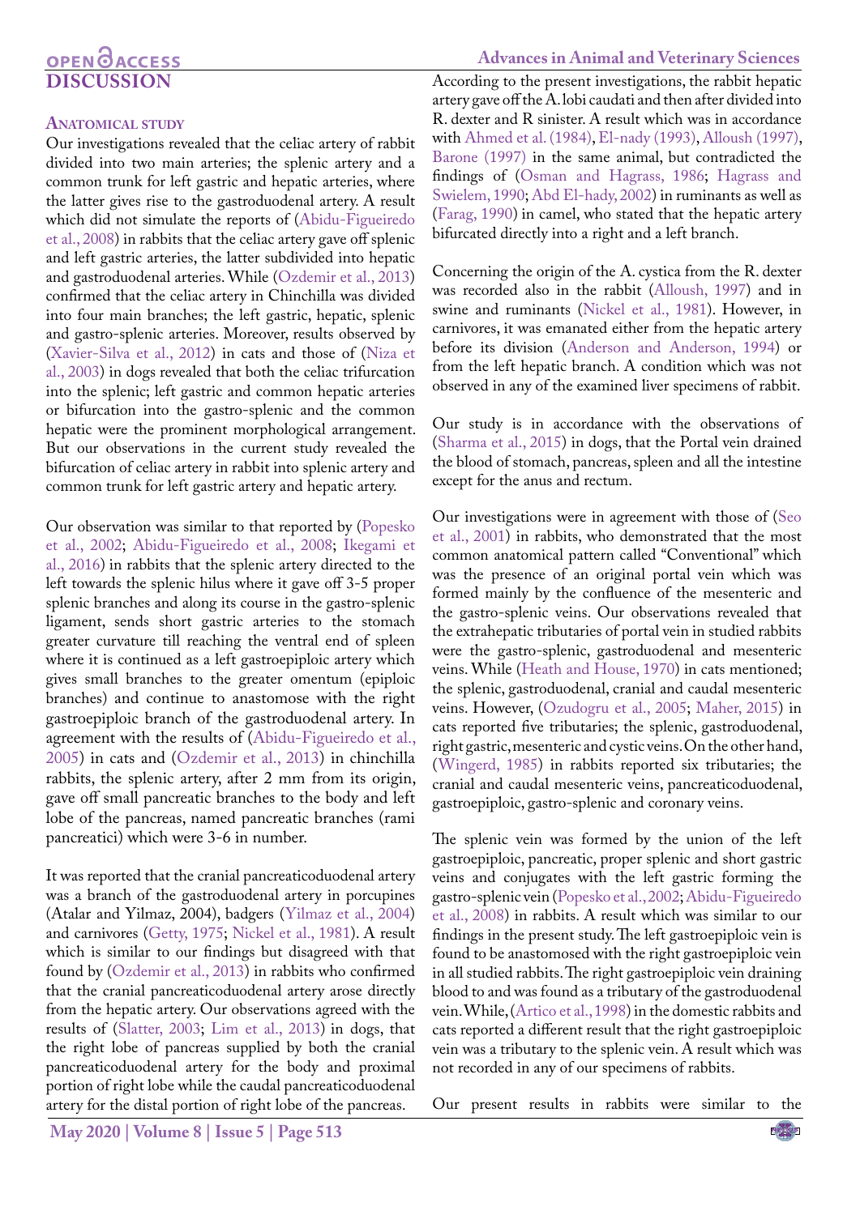## DISCUSSION

### Anatomical study

Our investigations revealed that the celiac artery of rabbit divided into two main arteries; the splenic artery and a common trunk for left gastric and hepatic arteries, where the latter gives rise to the gastroduodenal artery. A result which did not simulate the reports of (Abidu-Figueiredo et al., 2008) in rabbits that the celiac artery gave off splenic and left gastric arteries, the latter subdivided into hepatic and gastroduodenal arteries. While (Ozdemir et al., 2013) confirmed that the celiac artery in Chinchilla was divided into four main branches; the left gastric, hepatic, splenic and gastro-splenic arteries. Moreover, results observed by (Xavier-Silva et al., 2012) in cats and those of (Niza et al., 2003) in dogs revealed that both the celiac trifurcation into the splenic; left gastric and common hepatic arteries or bifurcation into the gastro-splenic and the common hepatic were the prominent morphological arrangement. But our observations in the current study revealed the bifurcation of celiac artery in rabbit into splenic artery and common trunk for left gastric artery and hepatic artery.

Our observation was similar to that reported by (Popesko et al., 2002; Abidu-Figueiredo et al., 2008; Ikegami et al., 2016) in rabbits that the splenic artery directed to the left towards the splenic hilus where it gave off 3-5 proper splenic branches and along its course in the gastro-splenic ligament, sends short gastric arteries to the stomach greater curvature till reaching the ventral end of spleen where it is continued as a left gastroepiploic artery which gives small branches to the greater omentum (epiploic branches) and continue to anastomose with the right gastroepiploic branch of the gastroduodenal artery. In agreement with the results of (Abidu-Figueiredo et al., 2005) in cats and (Ozdemir et al., 2013) in chinchilla rabbits, the splenic artery, after 2 mm from its origin, gave off small pancreatic branches to the body and left lobe of the pancreas, named pancreatic branches (rami pancreatici) which were 3-6 in number.

It was reported that the cranial pancreaticoduodenal artery was a branch of the gastroduodenal artery in porcupines (Atalar and Yilmaz, 2004), badgers (Yilmaz et al., 2004) and carnivores (Getty, 1975; Nickel et al., 1981). A result which is similar to our findings but disagreed with that found by (Ozdemir et al., 2013) in rabbits who confirmed that the cranial pancreaticoduodenal artery arose directly from the hepatic artery. Our observations agreed with the results of (Slatter, 2003; Lim et al., 2013) in dogs, that the right lobe of pancreas supplied by both the cranial pancreaticoduodenal artery for the body and proximal portion of right lobe while the caudal pancreaticoduodenal artery for the distal portion of right lobe of the pancreas.

According to the present investigations, the rabbit hepatic artery gave off the A. lobi caudati and then after divided into R. dexter and R sinister. A result which was in accordance with Ahmed et al. (1984), El-nady (1993), Alloush (1997), Barone (1997) in the same animal, but contradicted the findings of (Osman and Hagrass, 1986; Hagrass and Swielem, 1990; Abd El-hady, 2002) in ruminants as well as (Farag, 1990) in camel, who stated that the hepatic artery bifurcated directly into a right and a left branch.

Concerning the origin of the A. cystica from the R. dexter was recorded also in the rabbit (Alloush, 1997) and in swine and ruminants (Nickel et al., 1981). However, in carnivores, it was emanated either from the hepatic artery before its division (Anderson and Anderson, 1994) or from the left hepatic branch. A condition which was not observed in any of the examined liver specimens of rabbit.

Our study is in accordance with the observations of (Sharma et al., 2015) in dogs, that the Portal vein drained the blood of stomach, pancreas, spleen and all the intestine except for the anus and rectum.

Our investigations were in agreement with those of (Seo et al., 2001) in rabbits, who demonstrated that the most common anatomical pattern called "Conventional" which was the presence of an original portal vein which was formed mainly by the confluence of the mesenteric and the gastro-splenic veins. Our observations revealed that the extrahepatic tributaries of portal vein in studied rabbits were the gastro-splenic, gastroduodenal and mesenteric veins. While (Heath and House, 1970) in cats mentioned; the splenic, gastroduodenal, cranial and caudal mesenteric veins. However, (Ozudogru et al., 2005; Maher, 2015) in cats reported five tributaries; the splenic, gastroduodenal, right gastric, mesenteric and cystic veins. On the other hand, (Wingerd, 1985) in rabbits reported six tributaries; the cranial and caudal mesenteric veins, pancreaticoduodenal, gastroepiploic, gastro-splenic and coronary veins.

The splenic vein was formed by the union of the left gastroepiploic, pancreatic, proper splenic and short gastric veins and conjugates with the left gastric forming the gastro-splenic vein (Popesko et al., 2002; Abidu-Figueiredo et al., 2008) in rabbits. A result which was similar to our findings in the present study. The left gastroepiploic vein is found to be anastomosed with the right gastroepiploic vein in all studied rabbits. The right gastroepiploic vein draining blood to and was found as a tributary of the gastroduodenal vein. While, (Artico et al., 1998) in the domestic rabbits and cats reported a different result that the right gastroepiploic vein was a tributary to the splenic vein. A result which was not recorded in any of our specimens of rabbits.

Our present results in rabbits were similar to the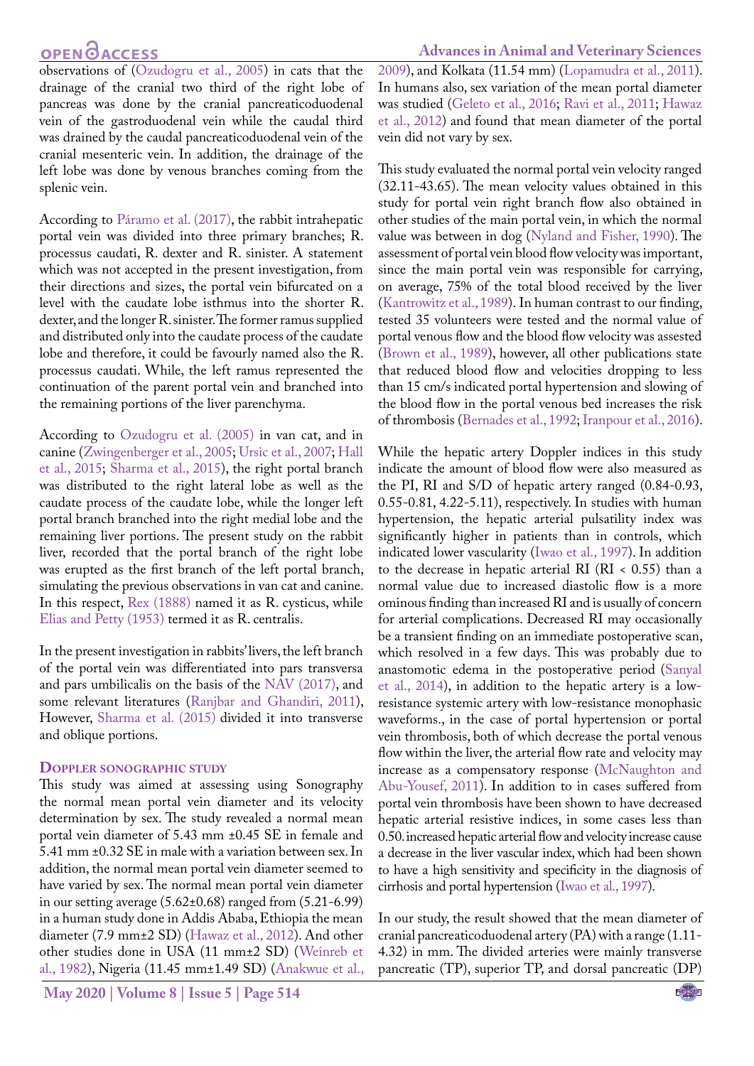observations of (Ozudogru et al., 2005) in cats that the drainage of the cranial two third of the right lobe of pancreas was done by the cranial pancreaticoduodenal vein of the gastroduodenal vein while the caudal third was drained by the caudal pancreaticoduodenal vein of the cranial mesenteric vein. In addition, the drainage of the left lobe was done by venous branches coming from the splenic vein.

According to Páramo et al. (2017), the rabbit intrahepatic portal vein was divided into three primary branches; R. processus caudati, R. dexter and R. sinister. A statement which was not accepted in the present investigation, from their directions and sizes, the portal vein bifurcated on a level with the caudate lobe isthmus into the shorter R. dexter, and the longer R. sinister. The former ramus supplied and distributed only into the caudate process of the caudate lobe and therefore, it could be favourly named also the R. processus caudati. While, the left ramus represented the continuation of the parent portal vein and branched into the remaining portions of the liver parenchyma.

According to Ozudogru et al. (2005) in van cat, and in canine (Zwingenberger et al., 2005; Ursic et al., 2007; Hall et al., 2015; Sharma et al., 2015), the right portal branch was distributed to the right lateral lobe as well as the caudate process of the caudate lobe, while the longer left portal branch branched into the right medial lobe and the remaining liver portions. The present study on the rabbit liver, recorded that the portal branch of the right lobe was erupted as the first branch of the left portal branch, simulating the previous observations in van cat and canine. In this respect, Rex (1888) named it as R. cysticus, while Elias and Petty (1953) termed it as R. centralis.

In the present investigation in rabbits' livers, the left branch of the portal vein was differentiated into pars transversa and pars umbilicalis on the basis of the NAV (2017), and some relevant literatures (Ranjbar and Ghandiri, 2011), However, Sharma et al. (2015) divided it into transverse and oblique portions.

### Doppler sonographic study

This study was aimed at assessing using Sonography the normal mean portal vein diameter and its velocity determination by sex. The study revealed a normal mean portal vein diameter of 5.43 mm ±0.45 SE in female and 5.41 mm ±0.32 SE in male with a variation between sex. In addition, the normal mean portal vein diameter seemed to have varied by sex. The normal mean portal vein diameter in our setting average (5.62±0.68) ranged from (5.21-6.99) in a human study done in Addis Ababa, Ethiopia the mean diameter (7.9 mm±2 SD) (Hawaz et al., 2012). And other other studies done in USA (11 mm±2 SD) (Weinreb et al., 1982), Nigeria (11.45 mm±1.49 SD) (Anakwue et al., 2009), and Kolkata (11.54 mm) (Lopamudra et al., 2011). In humans also, sex variation of the mean portal diameter was studied (Geleto et al., 2016; Ravi et al., 2011; Hawaz et al., 2012) and found that mean diameter of the portal vein did not vary by sex.

This study evaluated the normal portal vein velocity ranged (32.11-43.65). The mean velocity values obtained in this study for portal vein right branch flow also obtained in other studies of the main portal vein, in which the normal value was between in dog (Nyland and Fisher, 1990). The assessment of portal vein blood flow velocity was important, since the main portal vein was responsible for carrying, on average, 75% of the total blood received by the liver (Kantrowitz et al., 1989). In human contrast to our finding, tested 35 volunteers were tested and the normal value of portal venous flow and the blood flow velocity was assested (Brown et al., 1989), however, all other publications state that reduced blood flow and velocities dropping to less than 15 cm/s indicated portal hypertension and slowing of the blood flow in the portal venous bed increases the risk of thrombosis (Bernades et al., 1992; Iranpour et al., 2016).

While the hepatic artery Doppler indices in this study indicate the amount of blood flow were also measured as the PI, RI and S/D of hepatic artery ranged (0.84-0.93, 0.55-0.81, 4.22-5.11), respectively. In studies with human hypertension, the hepatic arterial pulsatility index was significantly higher in patients than in controls, which indicated lower vascularity (Iwao et al., 1997). In addition to the decrease in hepatic arterial RI (RI < 0.55) than a normal value due to increased diastolic flow is a more ominous finding than increased RI and is usually of concern for arterial complications. Decreased RI may occasionally be a transient finding on an immediate postoperative scan, which resolved in a few days. This was probably due to anastomotic edema in the postoperative period (Sanyal et al., 2014), in addition to the hepatic artery is a low-resistance systemic artery with low-resistance monophasic waveforms., in the case of portal hypertension or portal vein thrombosis, both of which decrease the portal venous flow within the liver, the arterial flow rate and velocity may increase as a compensatory response (McNaughton and Abu-Yousef, 2011). In addition to in cases suffered from portal vein thrombosis have been shown to have decreased hepatic arterial resistive indices, in some cases less than 0.50. increased hepatic arterial flow and velocity increase cause a decrease in the liver vascular index, which had been shown to have a high sensitivity and specificity in the diagnosis of cirrhosis and portal hypertension (Iwao et al., 1997).

In our study, the result showed that the mean diameter of cranial pancreaticoduodenal artery (PA) with a range (1.11-4.32) in mm. The divided arteries were mainly transverse pancreatic (TP), superior TP, and dorsal pancreatic (DP)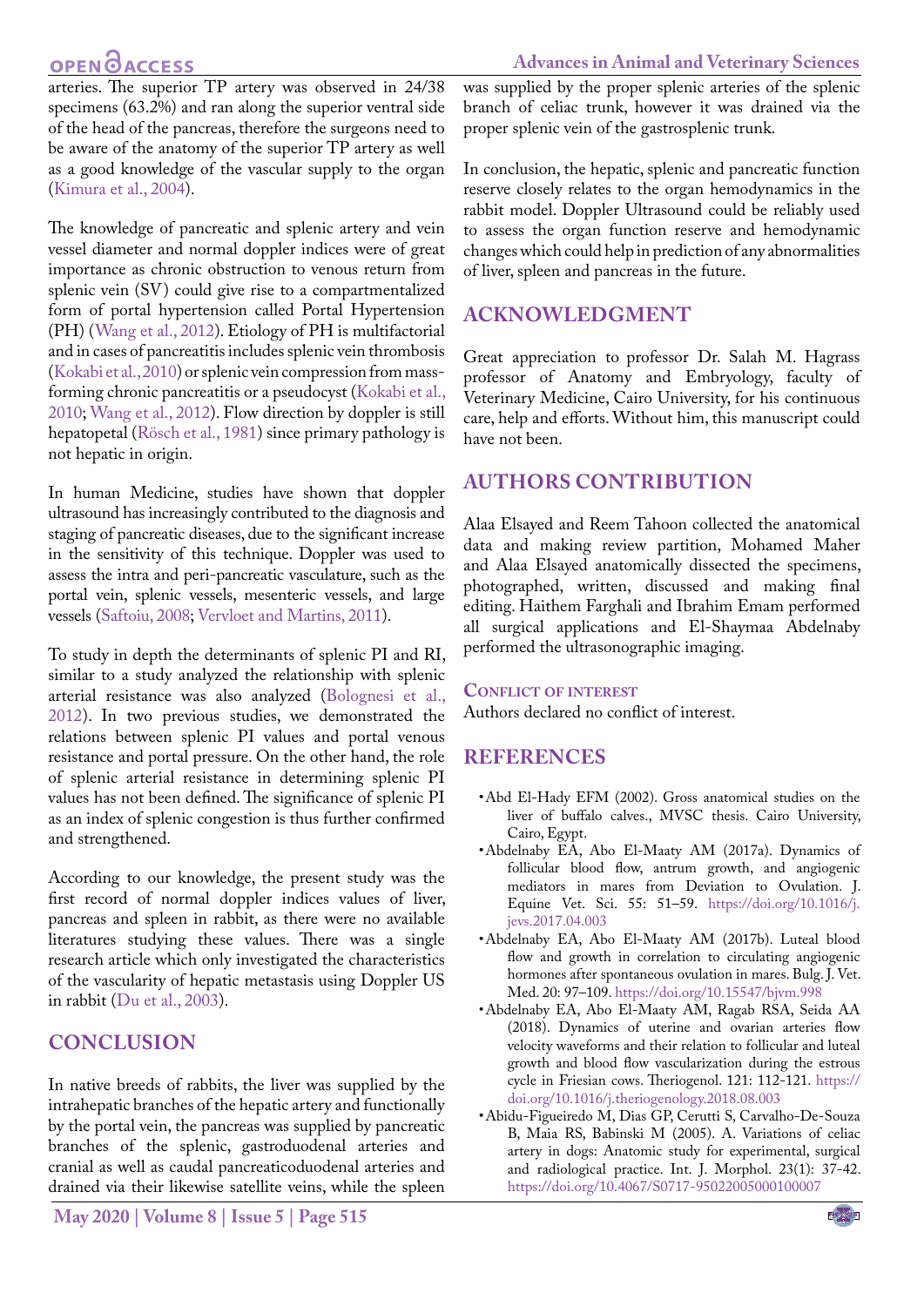arteries. The superior TP artery was observed in 24/38 specimens (63.2%) and ran along the superior ventral side of the head of the pancreas, therefore the surgeons need to be aware of the anatomy of the superior TP artery as well as a good knowledge of the vascular supply to the organ (Kimura et al., 2004).

The knowledge of pancreatic and splenic artery and vein vessel diameter and normal doppler indices were of great importance as chronic obstruction to venous return from splenic vein (SV) could give rise to a compartmentalized form of portal hypertension called Portal Hypertension (PH) (Wang et al., 2012). Etiology of PH is multifactorial and in cases of pancreatitis includes splenic vein thrombosis (Kokabi et al., 2010) or splenic vein compression from mass-forming chronic pancreatitis or a pseudocyst (Kokabi et al., 2010; Wang et al., 2012). Flow direction by doppler is still hepatopetal (Rösch et al., 1981) since primary pathology is not hepatic in origin.

In human Medicine, studies have shown that doppler ultrasound has increasingly contributed to the diagnosis and staging of pancreatic diseases, due to the significant increase in the sensitivity of this technique. Doppler was used to assess the intra and peri-pancreatic vasculature, such as the portal vein, splenic vessels, mesenteric vessels, and large vessels (Saftoiu, 2008; Vervloet and Martins, 2011).

To study in depth the determinants of splenic PI and RI, similar to a study analyzed the relationship with splenic arterial resistance was also analyzed (Bolognesi et al., 2012). In two previous studies, we demonstrated the relations between splenic PI values and portal venous resistance and portal pressure. On the other hand, the role of splenic arterial resistance in determining splenic PI values has not been defined. The significance of splenic PI as an index of splenic congestion is thus further confirmed and strengthened.

According to our knowledge, the present study was the first record of normal doppler indices values of liver, pancreas and spleen in rabbit, as there were no available literatures studying these values. There was a single research article which only investigated the characteristics of the vascularity of hepatic metastasis using Doppler US in rabbit (Du et al., 2003).

## CONCLUSION

In native breeds of rabbits, the liver was supplied by the intrahepatic branches of the hepatic artery and functionally by the portal vein, the pancreas was supplied by pancreatic branches of the splenic, gastroduodenal arteries and cranial as well as caudal pancreaticoduodenal arteries and drained via their likewise satellite veins, while the spleen was supplied by the proper splenic arteries of the splenic branch of celiac trunk, however it was drained via the proper splenic vein of the gastrosplenic trunk.

In conclusion, the hepatic, splenic and pancreatic function reserve closely relates to the organ hemodynamics in the rabbit model. Doppler Ultrasound could be reliably used to assess the organ function reserve and hemodynamic changes which could help in prediction of any abnormalities of liver, spleen and pancreas in the future.

## ACKNOWLEDGMENT

Great appreciation to professor Dr. Salah M. Hagrass professor of Anatomy and Embryology, faculty of Veterinary Medicine, Cairo University, for his continuous care, help and efforts. Without him, this manuscript could have not been.

## AUTHORS CONTRIBUTION

Alaa Elsayed and Reem Tahoon collected the anatomical data and making review partition, Mohamed Maher and Alaa Elsayed anatomically dissected the specimens, photographed, written, discussed and making final editing. Haithem Farghali and Ibrahim Emam performed all surgical applications and El-Shaymaa Abdelnaby performed the ultrasonographic imaging.

### Conflict of interest

Authors declared no conflict of interest.

## REFERENCES

- Abd El-Hady EFM (2002). Gross anatomical studies on the liver of buffalo calves., MVSC thesis. Cairo University, Cairo, Egypt.
- Abdelnaby EA, Abo El-Maaty AM (2017a). Dynamics of follicular blood flow, antrum growth, and angiogenic mediators in mares from Deviation to Ovulation. J. Equine Vet. Sci. 55: 51–59. https://doi.org/10.1016/j.jevs.2017.04.003
- Abdelnaby EA, Abo El-Maaty AM (2017b). Luteal blood flow and growth in correlation to circulating angiogenic hormones after spontaneous ovulation in mares. Bulg. J. Vet. Med. 20: 97–109. https://doi.org/10.15547/bjvm.998
- Abdelnaby EA, Abo El-Maaty AM, Ragab RSA, Seida AA (2018). Dynamics of uterine and ovarian arteries flow velocity waveforms and their relation to follicular and luteal growth and blood flow vascularization during the estrous cycle in Friesian cows. Theriogenol. 121: 112-121. https://doi.org/10.1016/j.theriogenology.2018.08.003
- Abidu-Figueiredo M, Dias GP, Cerutti S, Carvalho-De-Souza B, Maia RS, Babinski M (2005). A. Variations of celiac artery in dogs: Anatomic study for experimental, surgical and radiological practice. Int. J. Morphol. 23(1): 37-42. https://doi.org/10.4067/S0717-95022005000100007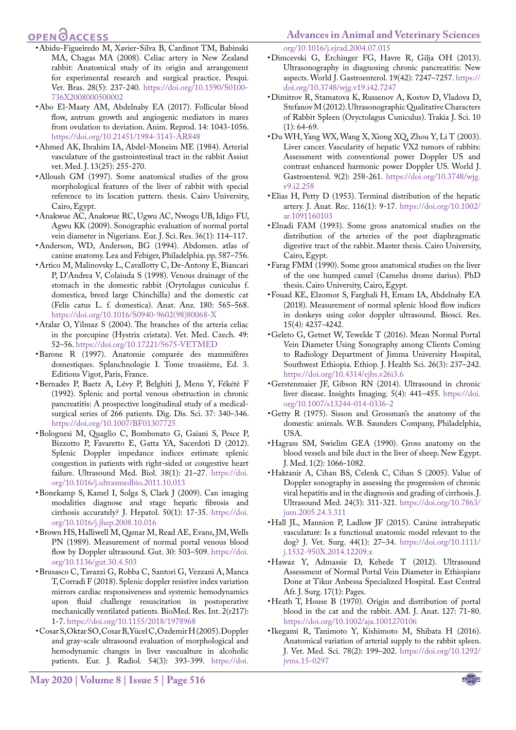- Abidu-Figueiredo M, Xavier-Silva B, Cardinot TM, Babinski MA, Chagas MA (2008). Celiac artery in New Zealand rabbit: Anatomical study of its origin and arrangement for experimental research and surgical practice. Pesqui. Vet. Bras. 28(5): 237-240. https://doi.org/10.1590/S0100-736X2008000500002
- Abo El-Maaty AM, Abdelnaby EA (2017). Follicular blood flow, antrum growth and angiogenic mediators in mares from ovulation to deviation. Anim. Reprod. 14: 1043-1056. https://doi.org/10.21451/1984-3143-AR848
- Ahmed AK, Ibrahim IA, Abdel-Moneim ME (1984). Arterial vasculature of the gastrointestinal tract in the rabbit Assiut vet. Med. J. 13(25): 255-270.
- Alloush GM (1997). Some anatomical studies of the gross morphological features of the liver of rabbit with special reference to its location pattern. thesis. Cairo University, Cairo, Egypt.
- Anakwue AC, Anakwue RC, Ugwu AC, Nwogu UB, Idigo FU, Agwu KK (2009). Sonographic evaluation of normal portal vein diameter in Nigerians. Eur. J. Sci. Res. 36(1): 114–117.
- Anderson, WD, Anderson, BG (1994). Abdomen. atlas of canine anatomy. Lea and Febiger, Philadelphia. pp. 587–756.
- Artico M, Malinovsky L, Cavallotty C, De-Antony E, Biancari P, D'Andrea V, Colaiuda S (1998). Venous drainage of the stomach in the domestic rabbit (Orytolagus cuniculus f. domestica, breed large Chinchilla) and the domestic cat (Felis catus L. f. domestica). Anat. Anz. 180: 565–568. https://doi.org/10.1016/S0940-9602(98)80068-X
- Atalar O, Yilmaz S (2004). The branches of the arteria celiac in the porcupine (Hystrix cristata). Vet. Med. Czech. 49: 52–56. https://doi.org/10.17221/5675-VETMED
- Barone R (1997). Anatomie comparée des mammifères domestiques. Splanchnologie I. Tome troasième, Ed. 3. Editions Vigot, Paris, France.
- Bernades P, Baetz A, Lévy P, Belghiti J, Menu Y, Fékété F (1992). Splenic and portal venous obstruction in chronic pancreatitis: A prospective longitudinal study of a medical-surgical series of 266 patients. Dig. Dis. Sci. 37: 340–346. https://doi.org/10.1007/BF01307725
- Bolognesi M, Quaglio C, Bombonato G, Gaiani S, Pesce P, Bizzotto P, Favaretto E, Gatta YA, Sacerdoti D (2012). Splenic Doppler impedance indices estimate splenic congestion in patients with right-sided or congestive heart failure. Ultrasound Med. Biol. 38(1): 21–27. https://doi.org/10.1016/j.ultrasmedbio.2011.10.013
- Bonekamp S, Kamel I, Solga S, Clark J (2009). Can imaging modalities diagnose and stage hepatic fibrosis and cirrhosis accurately? J. Hepatol. 50(1): 17-35. https://doi.org/10.1016/j.jhep.2008.10.016
- Brown HS, Halliwell M, Qamar M, Read AE, Evans, JM, Wells PN (1989). Measurement of normal portal venous blood flow by Doppler ultrasound. Gut. 30: 503–509. https://doi.org/10.1136/gut.30.4.503
- Brusasco C, Tavazzi G, Robba C, Santori G, Vezzani A, Manca T, Corradi F (2018). Splenic doppler resistive index variation mirrors cardiac responsiveness and systemic hemodynamics upon fluid challenge resuscitation in postoperative mechanically ventilated patients. BioMed. Res. Int. 2(r217): 1-7. https://doi.org/10.1155/2018/1978968
- Cosar S, Oktar SO, Cosar B, Yücel C, Ozdemir H (2005). Doppler and gray-scale ultrasound evaluation of morphological and hemodynamic changes in liver vascualture in alcoholic patients. Eur. J. Radiol. 54(3): 393-399. https://doi.org/10.1016/j.ejrad.2004.07.015
- Dimcevski G, Erchinger FG, Havre R, Gilja OH (2013). Ultrasonography in diagnosing chronic pancreatitis: New aspects. World J. Gastroenterol. 19(42): 7247–7257. https://doi.org/10.3748/wjg.v19.i42.7247
- Dimitrov R, Stamatova K, Russenov A, Kostov D, Vladova D, Stefanov M (2012). Ultrasonographic Qualitative Characters of Rabbit Spleen (Oryctolagus Cuniculus). Trakia J. Sci. 10 (1): 64-69.
- Du WH, Yang WX, Wang X, Xiong XQ, Zhou Y, Li T (2003). Liver cancer. Vascularity of hepatic VX2 tumors of rabbits: Assessment with conventional power Doppler US and contrast enhanced harmonic power Doppler US. World J. Gastroenterol. 9(2): 258-261. https://doi.org/10.3748/wjg.v9.i2.258
- Elias H, Petty D (1953). Terminal distribution of the hepatic artery. J. Anat. Rec. 116(1): 9-17. https://doi.org/10.1002/ar.1091160103
- Elnadi FAM (1993). Some gross anatomical studies on the distribution of the arteries of the post diaphragmatic digestive tract of the rabbit. Master thesis. Cairo University, Cairo, Egypt.
- Farag FMM (1990). Some gross anatomical studies on the liver of the one humped camel (Camelus drome darius). PhD thesis. Cairo University, Cairo, Egypt.
- Fouad KE, Elzomor S, Farghali H, Emam IA, Abdelnaby EA (2018). Measurement of normal splenic blood flow indices in donkeys using color doppler ultrasound. Biosci. Res. 15(4): 4237-4242.
- Geleto G, Getnet W, Tewelde T (2016). Mean Normal Portal Vein Diameter Using Sonography among Clients Coming to Radiology Department of Jimma University Hospital, Southwest Ethiopia. Ethiop. J. Health Sci. 26(3): 237–242. https://doi.org/10.4314/ejhs.v26i3.6
- Gerstenmaier JF, Gibson RN (2014). Ultrasound in chronic liver disease. Insights Imaging. 5(4): 441–455. https://doi.org/10.1007/s13244-014-0336-2
- Getty R (1975). Sisson and Grossman's the anatomy of the domestic animals. W.B. Saunders Company, Philadelphia, USA.
- Hagrass SM, Swielim GEA (1990). Gross anatomy on the blood vessels and bile duct in the liver of sheep. New Egypt. J. Med. 1(2): 1066-1082.
- Haktanir A, Cihan BS, Celenk C, Cihan S (2005). Value of Doppler sonography in assessing the progression of chronic viral hepatitis and in the diagnosis and grading of cirrhosis. J. Ultrasound Med. 24(3): 311-321. https://doi.org/10.7863/jum.2005.24.3.311
- Hall JL, Mannion P, Ladlow JF (2015). Canine intrahepatic vasculature: Is a functional anatomic model relevant to the dog? J. Vet. Surg. 44(1): 27–34. https://doi.org/10.1111/j.1532-950X.2014.12209.x
- Hawaz Y, Admassie D, Kebede T (2012). Ultrasound Assessment of Normal Portal Vein Diameter in Ethiopians Done at Tikur Anbessa Specialized Hospital. East Central Afr. J. Surg. 17(1): Pages.
- Heath T, House B (1970). Origin and distribution of portal blood in the cat and the rabbit. AM. J. Anat. 127: 71-80. https://doi.org/10.1002/aja.1001270106
- Ikegami R, Tanimoto Y, Kishimoto M, Shibata H (2016). Anatomical variation of arterial supply to the rabbit spleen. J. Vet. Med. Sci. 78(2): 199–202. https://doi.org/10.1292/jvms.15-0297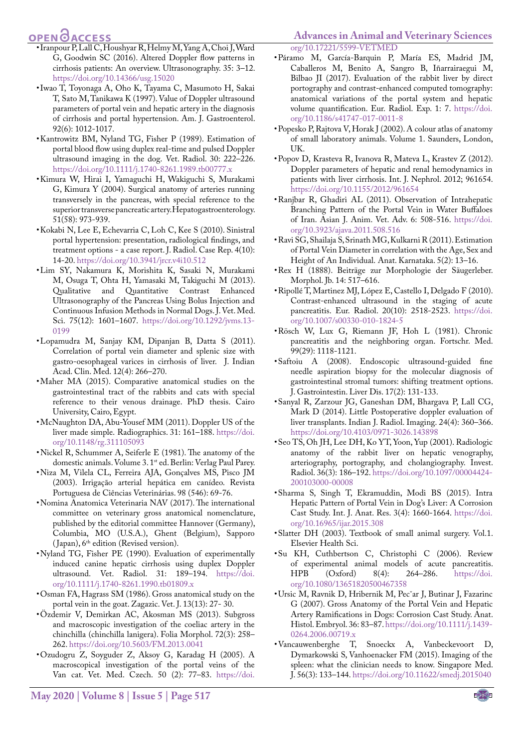- Iranpour P, Lall C, Houshyar R, Helmy M, Yang A, Choi J, Ward G, Goodwin SC (2016). Altered Doppler flow patterns in cirrhosis patients: An overview. Ultrasonography. 35: 3–12. https://doi.org/10.14366/usg.15020
- Iwao T, Toyonaga A, Oho K, Tayama C, Masumoto H, Sakai T, Sato M, Tanikawa K (1997). Value of Doppler ultrasound parameters of portal vein and hepatic artery in the diagnosis of cirrhosis and portal hypertension. Am. J. Gastroenterol. 92(6): 1012-1017.
- Kantrowitz BM, Nyland TG, Fisher P (1989). Estimation of portal blood flow using duplex real-time and pulsed Doppler ultrasound imaging in the dog. Vet. Radiol. 30: 222–226. https://doi.org/10.1111/j.1740-8261.1989.tb00777.x
- Kimura W, Hirai I, Yamaguchi H, Wakiguchi S, Murakami G, Kimura Y (2004). Surgical anatomy of arteries running transversely in the pancreas, with special reference to the superior transverse pancreatic artery. Hepatogastroenterology. 51(58): 973-939.
- Kokabi N, Lee E, Echevarria C, Loh C, Kee S (2010). Sinistral portal hypertension: presentation, radiological findings, and treatment options - a case report. J. Radiol. Case Rep. 4(10): 14-20. https://doi.org/10.3941/jrcr.v4i10.512
- Lim SY, Nakamura K, Morishita K, Sasaki N, Murakami M, Osuga T, Ohta H, Yamasaki M, Takiguchi M (2013). Qualitative and Quantitative Contrast Enhanced Ultrasonography of the Pancreas Using Bolus Injection and Continuous Infusion Methods in Normal Dogs. J. Vet. Med. Sci. 75(12): 1601–1607. https://doi.org/10.1292/jvms.13-0199
- Lopamudra M, Sanjay KM, Dipanjan B, Datta S (2011). Correlation of portal vein diameter and splenic size with gastro-oesophageal varices in cirrhosis of liver. J. Indian Acad. Clin. Med. 12(4): 266–270.
- Maher MA (2015). Comparative anatomical studies on the gastrointestinal tract of the rabbits and cats with special reference to their venous drainage. PhD thesis. Cairo University, Cairo, Egypt.
- McNaughton DA, Abu-Yousef MM (2011). Doppler US of the liver made simple. Radiographics. 31: 161–188. https://doi.org/10.1148/rg.311105093
- Nickel R, Schummer A, Seiferle E (1981). The anatomy of the domestic animals. Volume 3. 1st ed. Berlin: Verlag Paul Parey.
- Niza M, Vilela CL, Ferreira AJA, Gonçalves MS, Pisco JM (2003). Irrigação arterial hepática em canídeo. Revista Portuguesa de Ciências Veterinárias. 98 (546): 69-76.
- Nomina Anatomica Veterinaria NAV (2017). The international committee on veterinary gross anatomical nomenclature, published by the editorial committee Hannover (Germany), Columbia, MO (U.S.A.), Ghent (Belgium), Sapporo (Japan), 6th edition (Revised version).
- Nyland TG, Fisher PE (1990). Evaluation of experimentally induced canine hepatic cirrhosis using duplex Doppler ultrasound. Vet. Radiol. 31: 189–194. https://doi.org/10.1111/j.1740-8261.1990.tb01809.x
- Osman FA, Hagrass SM (1986). Gross anatomical study on the portal vein in the goat. Zagazic. Vet. J. 13(13): 27- 30.
- Özdemir V, Demirkan AC, Akosman MS (2013). Subgross and macroscopic investigation of the coeliac artery in the chinchilla (chinchilla lanigera). Folia Morphol. 72(3): 258–262. https://doi.org/10.5603/FM.2013.0041
- Ozudogru Z, Soyguder Z, Aksoy G, Karadag H (2005). A macroscopical investigation of the portal veins of the Van cat. Vet. Med. Czech. 50 (2): 77–83. https://doi.org/10.17221/5599-VETMED
- Páramo M, García-Barquin P, María ES, Madrid JM, Caballeros M, Benito A, Sangro B, Iñarrairaegui M, Bilbao JI (2017). Evaluation of the rabbit liver by direct portography and contrast-enhanced computed tomography: anatomical variations of the portal system and hepatic volume quantification. Eur. Radiol. Exp. 1: 7. https://doi.org/10.1186/s41747-017-0011-8
- Popesko P, Rajtova V, Horak J (2002). A colour atlas of anatomy of small laboratory animals. Volume 1. Saunders, London, UK.
- Popov D, Krasteva R, Ivanova R, Mateva L, Krastev Z (2012). Doppler parameters of hepatic and renal hemodynamics in patients with liver cirrhosis. Int. J. Nephrol. 2012; 961654. https://doi.org/10.1155/2012/961654
- Ranjbar R, Ghadiri AL (2011). Observation of Intrahepatic Branching Pattern of the Portal Vein in Water Buffaloes of Iran. Asian J. Anim. Vet. Adv. 6: 508-516. https://doi.org/10.3923/ajava.2011.508.516
- Ravi SG, Shailaja S, Srinath MG, Kulkarni R (2011). Estimation of Portal Vein Diameter in correlation with the Age, Sex and Height of An Individual. Anat. Karnataka. 5(2): 13–16.
- Rex H (1888). Beiträge zur Morphologie der Säugerleber. Morphol. Jb. 14: 517–616.
- Ripollé T, Martinez MJ, López E, Castello I, Delgado F (2010). Contrast-enhanced ultrasound in the staging of acute pancreatitis. Eur. Radiol. 20(10): 2518-2523. https://doi.org/10.1007/s00330-010-1824-5
- Rösch W, Lux G, Riemann JF, Hoh L (1981). Chronic pancreatitis and the neighboring organ. Fortschr. Med. 99(29): 1118-1121.
- Saftoiu A (2008). Endoscopic ultrasound-guided fine needle aspiration biopsy for the molecular diagnosis of gastrointestinal stromal tumors: shifting treatment options. J. Gastrointestin. Liver Dis. 17(2): 131-133.
- Sanyal R, Zarzour JG, Ganeshan DM, Bhargava P, Lall CG, Mark D (2014). Little Postoperative doppler evaluation of liver transplants. Indian J. Radiol. Imaging. 24(4): 360–366. https://doi.org/10.4103/0971-3026.143898
- Seo TS, Oh JH, Lee DH, Ko YT, Yoon, Yup (2001). Radiologic anatomy of the rabbit liver on hepatic venography, arteriography, portography, and cholangiography. Invest. Radiol. 36(3): 186–192. https://doi.org/10.1097/00004424-200103000-00008
- Sharma S, Singh T, Ekramuddin, Modi BS (2015). Intra Hepatic Pattern of Portal Vein in Dog's Liver: A Corrosion Cast Study. Int. J. Anat. Res. 3(4): 1660-1664. https://doi.org/10.16965/ijar.2015.308
- Slatter DH (2003). Textbook of small animal surgery. Vol.1. Elsevier Health Sci.
- Su KH, Cuthbertson C, Christophi C (2006). Review of experimental animal models of acute pancreatitis. HPB (Oxford) 8(4): 264–286. https://doi.org/10.1080/13651820500467358
- Ursic M, Ravnik D, Hribernik M, Pec˘ar J, Butinar J, Fazarinc G (2007). Gross Anatomy of the Portal Vein and Hepatic Artery Ramifications in Dogs: Corrosion Cast Study. Anat. Histol. Embryol. 36: 83–87. https://doi.org/10.1111/j.1439-0264.2006.00719.x
- Vancauwenberghe T, Snoeckx A, Vanbeckevoort D, Dymarkowski S, Vanhoenacker FM (2015). Imaging of the spleen: what the clinician needs to know. Singapore Med. J. 56(3): 133–144. https://doi.org/10.11622/smedj.2015040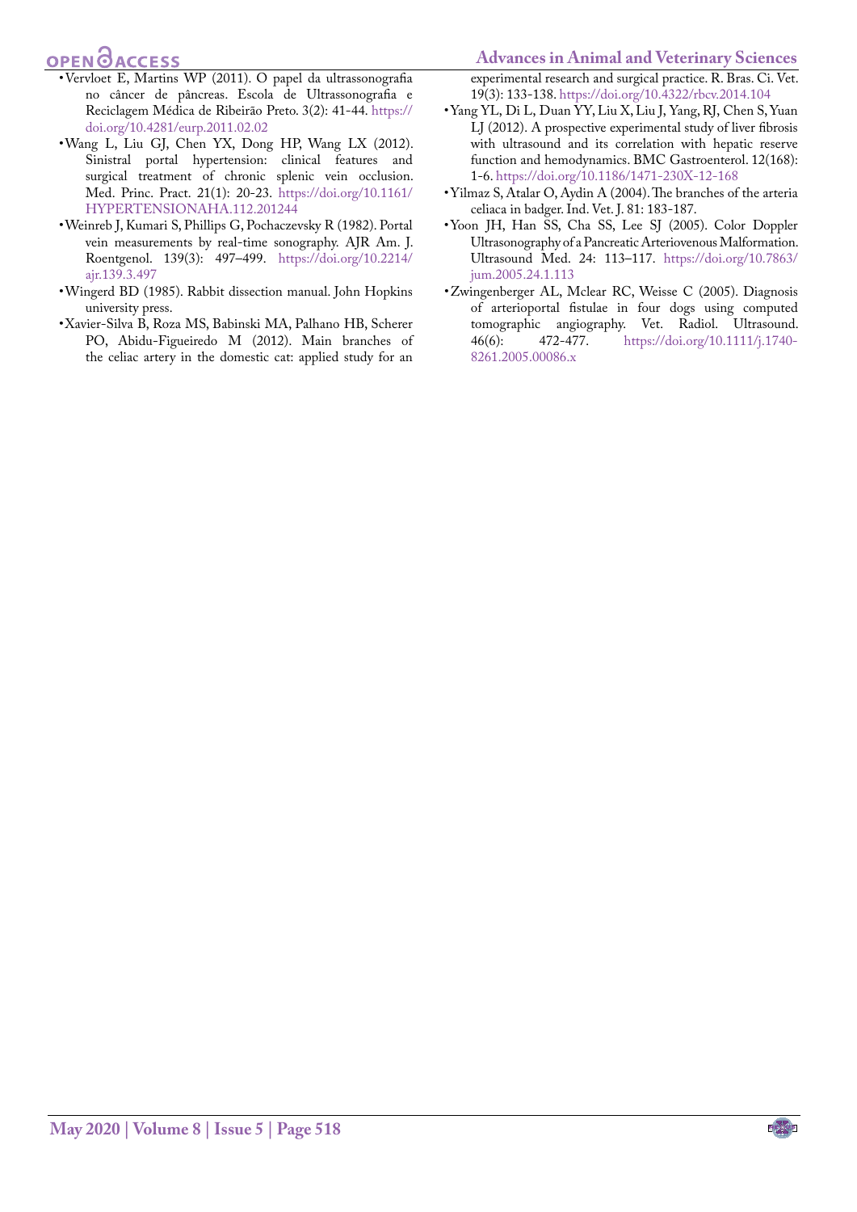- Vervloet E, Martins WP (2011). O papel da ultrassonografia no câncer de pâncreas. Escola de Ultrassonografia e Reciclagem Médica de Ribeirão Preto. 3(2): 41-44. https://doi.org/10.4281/eurp.2011.02.02
- Wang L, Liu GJ, Chen YX, Dong HP, Wang LX (2012). Sinistral portal hypertension: clinical features and surgical treatment of chronic splenic vein occlusion. Med. Princ. Pract. 21(1): 20-23. https://doi.org/10.1161/HYPERTENSIONAHA.112.201244
- Weinreb J, Kumari S, Phillips G, Pochaczevsky R (1982). Portal vein measurements by real-time sonography. AJR Am. J. Roentgenol. 139(3): 497–499. https://doi.org/10.2214/ajr.139.3.497
- Wingerd BD (1985). Rabbit dissection manual. John Hopkins university press.
- Xavier-Silva B, Roza MS, Babinski MA, Palhano HB, Scherer PO, Abidu-Figueiredo M (2012). Main branches of the celiac artery in the domestic cat: applied study for an experimental research and surgical practice. R. Bras. Ci. Vet. 19(3): 133-138. https://doi.org/10.4322/rbcv.2014.104
- Yang YL, Di L, Duan YY, Liu X, Liu J, Yang, RJ, Chen S, Yuan LJ (2012). A prospective experimental study of liver fibrosis with ultrasound and its correlation with hepatic reserve function and hemodynamics. BMC Gastroenterol. 12(168): 1-6. https://doi.org/10.1186/1471-230X-12-168
- Yilmaz S, Atalar O, Aydin A (2004). The branches of the arteria celiaca in badger. Ind. Vet. J. 81: 183-187.
- Yoon JH, Han SS, Cha SS, Lee SJ (2005). Color Doppler Ultrasonography of a Pancreatic Arteriovenous Malformation. Ultrasound Med. 24: 113–117. https://doi.org/10.7863/jum.2005.24.1.113
- Zwingenberger AL, Mclear RC, Weisse C (2005). Diagnosis of arterioportal fistulae in four dogs using computed tomographic angiography. Vet. Radiol. Ultrasound. 46(6): 472-477. https://doi.org/10.1111/j.1740-8261.2005.00086.x